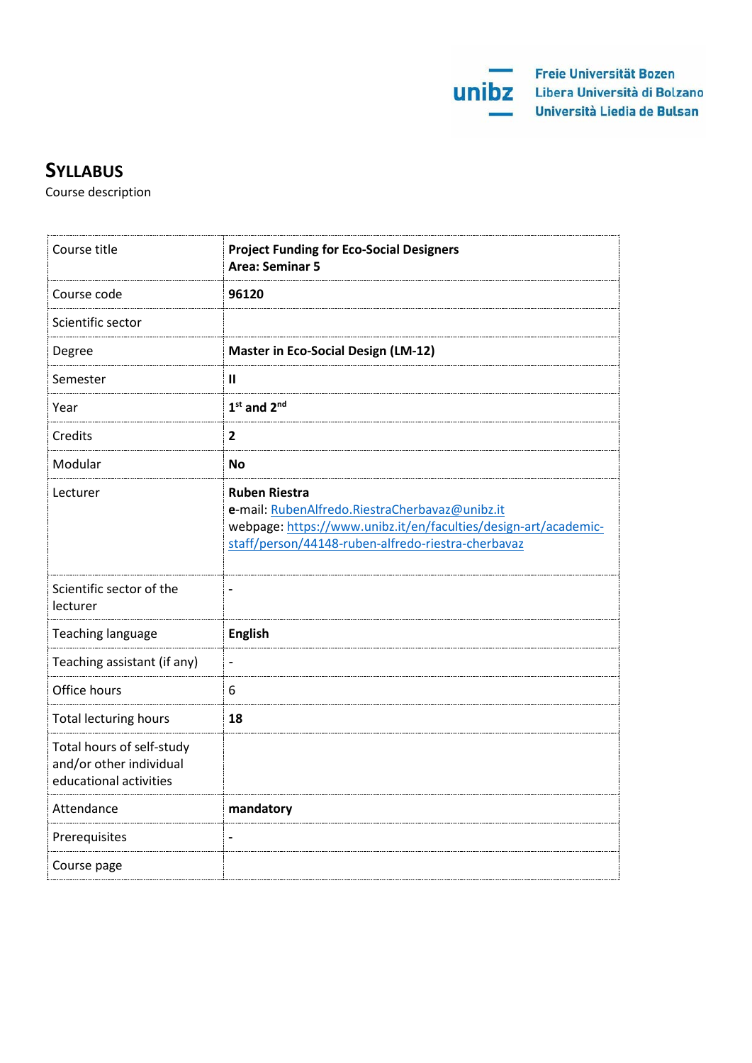Freie Universität Bozen
Libera Università di Bolzano
Università Liedia de Bulsan

# SYLLABUS

Course description

| Course title | **Project Funding for Eco-Social Designers**<br>**Area: Seminar 5** |
|---|---|
| Course code | **96120** |
| Scientific sector | |
| Degree | **Master in Eco-Social Design (LM-12)** |
| Semester | **II** |
| Year | **1st and 2nd** |
| Credits | **2** |
| Modular | **No** |
| Lecturer | **Ruben Riestra**<br>**e**-mail: RubenAlfredo.RiestraCherbavaz@unibz.it<br>webpage: https://www.unibz.it/en/faculties/design-art/academic-staff/person/44148-ruben-alfredo-riestra-cherbavaz |
| Scientific sector of the lecturer | **-** |
| Teaching language | **English** |
| Teaching assistant (if any) | - |
| Office hours | 6 |
| Total lecturing hours | **18** |
| Total hours of self-study and/or other individual educational activities | |
| Attendance | **mandatory** |
| Prerequisites | **-** |
| Course page | |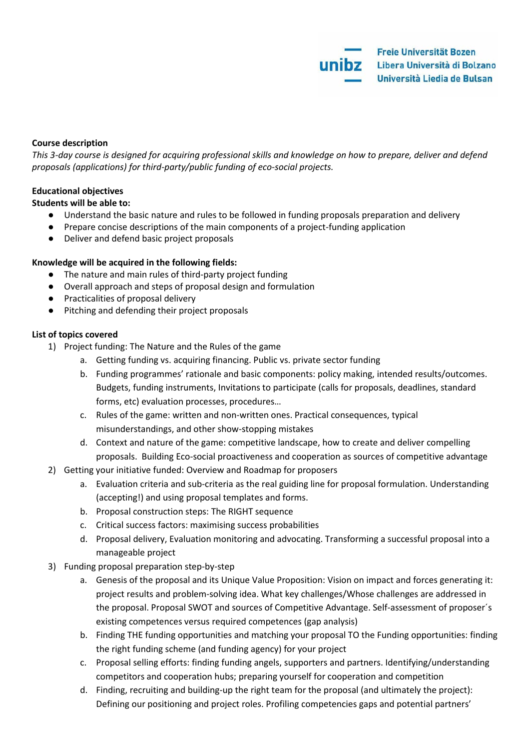**Course description**

*This 3-day course is designed for acquiring professional skills and knowledge on how to prepare, deliver and defend proposals (applications) for third-party/public funding of eco-social projects.*

**Educational objectives**

**Students will be able to:**

- Understand the basic nature and rules to be followed in funding proposals preparation and delivery
- Prepare concise descriptions of the main components of a project-funding application
- Deliver and defend basic project proposals

**Knowledge will be acquired in the following fields:**

- The nature and main rules of third-party project funding
- Overall approach and steps of proposal design and formulation
- Practicalities of proposal delivery
- Pitching and defending their project proposals

**List of topics covered**

1) Project funding: The Nature and the Rules of the game
   a. Getting funding vs. acquiring financing. Public vs. private sector funding
   b. Funding programmes' rationale and basic components: policy making, intended results/outcomes. Budgets, funding instruments, Invitations to participate (calls for proposals, deadlines, standard forms, etc) evaluation processes, procedures…
   c. Rules of the game: written and non-written ones. Practical consequences, typical misunderstandings, and other show-stopping mistakes
   d. Context and nature of the game: competitive landscape, how to create and deliver compelling proposals. Building Eco-social proactiveness and cooperation as sources of competitive advantage
2) Getting your initiative funded: Overview and Roadmap for proposers
   a. Evaluation criteria and sub-criteria as the real guiding line for proposal formulation. Understanding (accepting!) and using proposal templates and forms.
   b. Proposal construction steps: The RIGHT sequence
   c. Critical success factors: maximising success probabilities
   d. Proposal delivery, Evaluation monitoring and advocating. Transforming a successful proposal into a manageable project
3) Funding proposal preparation step-by-step
   a. Genesis of the proposal and its Unique Value Proposition: Vision on impact and forces generating it: project results and problem-solving idea. What key challenges/Whose challenges are addressed in the proposal. Proposal SWOT and sources of Competitive Advantage. Self-assessment of proposer´s existing competences versus required competences (gap analysis)
   b. Finding THE funding opportunities and matching your proposal TO the Funding opportunities: finding the right funding scheme (and funding agency) for your project
   c. Proposal selling efforts: finding funding angels, supporters and partners. Identifying/understanding competitors and cooperation hubs; preparing yourself for cooperation and competition
   d. Finding, recruiting and building-up the right team for the proposal (and ultimately the project): Defining our positioning and project roles. Profiling competencies gaps and potential partners'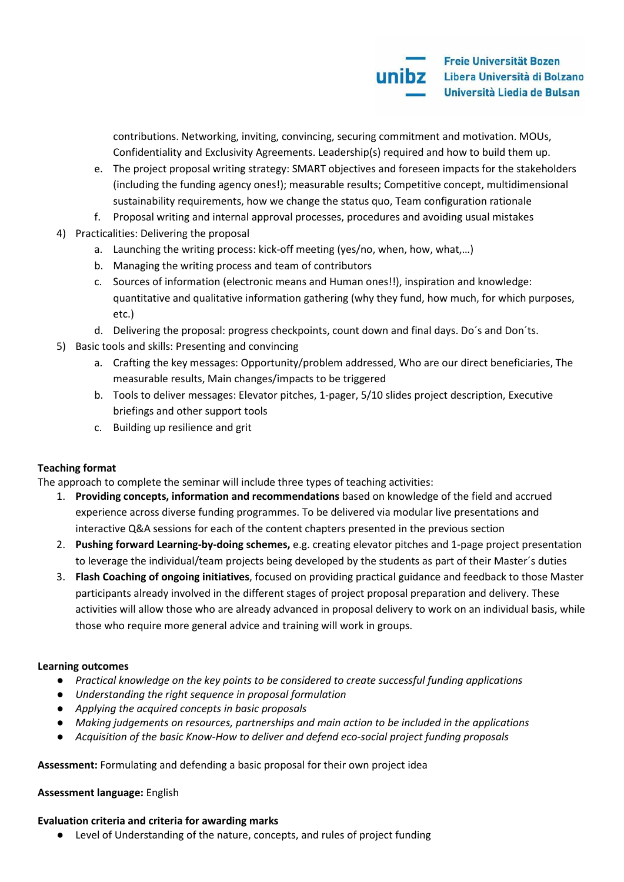contributions. Networking, inviting, convincing, securing commitment and motivation. MOUs, Confidentiality and Exclusivity Agreements. Leadership(s) required and how to build them up.

   e. The project proposal writing strategy: SMART objectives and foreseen impacts for the stakeholders (including the funding agency ones!); measurable results; Competitive concept, multidimensional sustainability requirements, how we change the status quo, Team configuration rationale
   f. Proposal writing and internal approval processes, procedures and avoiding usual mistakes

4) Practicalities: Delivering the proposal
   a. Launching the writing process: kick-off meeting (yes/no, when, how, what,…)
   b. Managing the writing process and team of contributors
   c. Sources of information (electronic means and Human ones!!), inspiration and knowledge: quantitative and qualitative information gathering (why they fund, how much, for which purposes, etc.)
   d. Delivering the proposal: progress checkpoints, count down and final days. Do´s and Don´ts.
5) Basic tools and skills: Presenting and convincing
   a. Crafting the key messages: Opportunity/problem addressed, Who are our direct beneficiaries, The measurable results, Main changes/impacts to be triggered
   b. Tools to deliver messages: Elevator pitches, 1-pager, 5/10 slides project description, Executive briefings and other support tools
   c. Building up resilience and grit

**Teaching format**
The approach to complete the seminar will include three types of teaching activities:

1. **Providing concepts, information and recommendations** based on knowledge of the field and accrued experience across diverse funding programmes. To be delivered via modular live presentations and interactive Q&A sessions for each of the content chapters presented in the previous section
2. **Pushing forward Learning-by-doing schemes,** e.g. creating elevator pitches and 1-page project presentation to leverage the individual/team projects being developed by the students as part of their Master´s duties
3. **Flash Coaching of ongoing initiatives**, focused on providing practical guidance and feedback to those Master participants already involved in the different stages of project proposal preparation and delivery. These activities will allow those who are already advanced in proposal delivery to work on an individual basis, while those who require more general advice and training will work in groups.

**Learning outcomes**

- *Practical knowledge on the key points to be considered to create successful funding applications*
- *Understanding the right sequence in proposal formulation*
- *Applying the acquired concepts in basic proposals*
- *Making judgements on resources, partnerships and main action to be included in the applications*
- *Acquisition of the basic Know-How to deliver and defend eco-social project funding proposals*

**Assessment:** Formulating and defending a basic proposal for their own project idea

**Assessment language:** English

**Evaluation criteria and criteria for awarding marks**

- Level of Understanding of the nature, concepts, and rules of project funding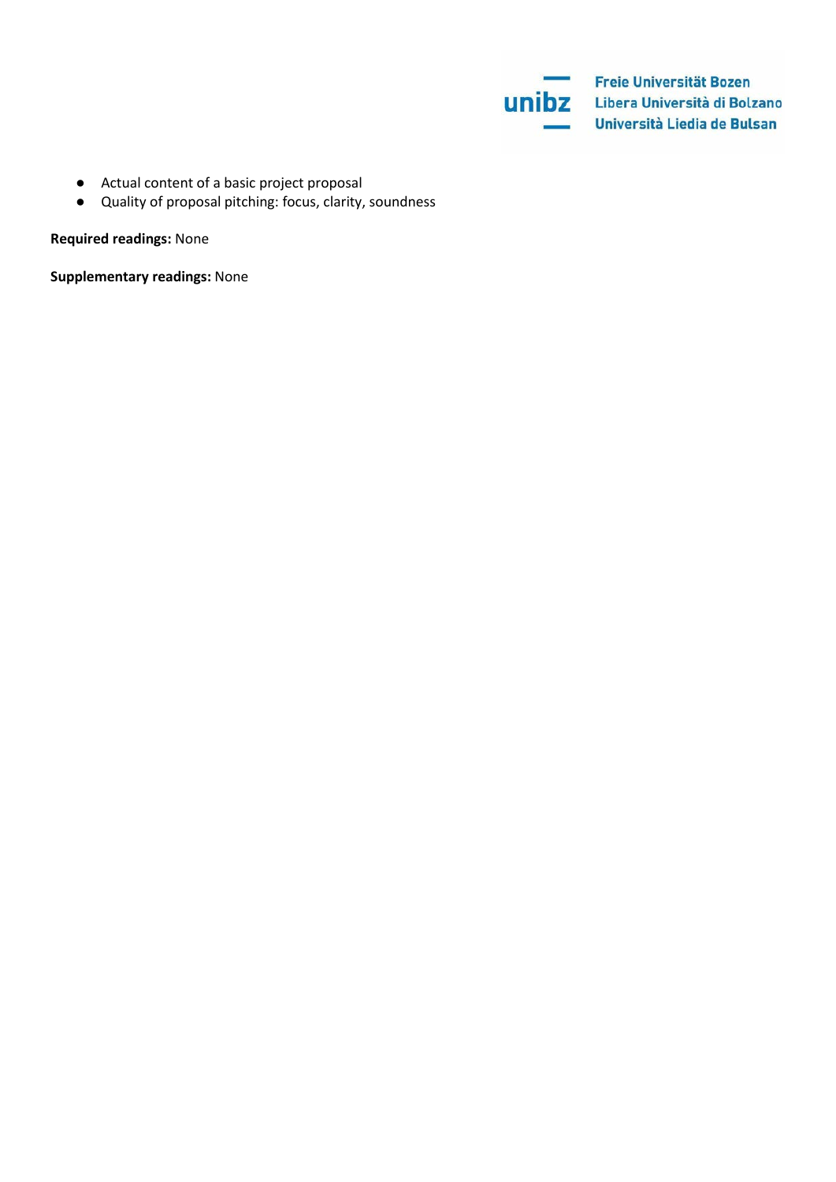- Actual content of a basic project proposal
- Quality of proposal pitching: focus, clarity, soundness

**Required readings:** None

**Supplementary readings:** None